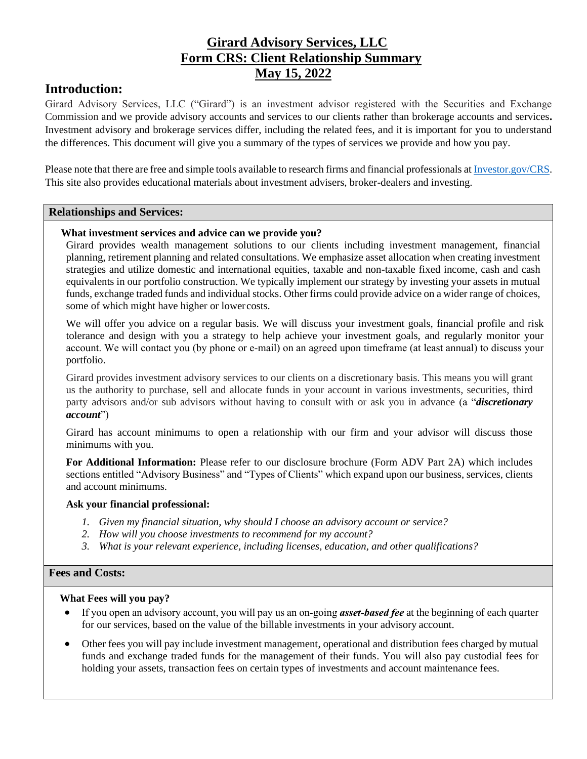# Girard Advisory Services, LLC
# Form CRS: Client Relationship Summary
# May 15, 2022

## Introduction:

Girard Advisory Services, LLC ("Girard") is an investment advisor registered with the Securities and Exchange Commission and we provide advisory accounts and services to our clients rather than brokerage accounts and services**.** Investment advisory and brokerage services differ, including the related fees, and it is important for you to understand the differences. This document will give you a summary of the types of services we provide and how you pay.

Please note that there are free and simple tools available to research firms and financial professionals at [Investor.gov/CRS](Investor.gov/CRS). This site also provides educational materials about investment advisers, broker-dealers and investing.

## Relationships and Services:

**What investment services and advice can we provide you?**

Girard provides wealth management solutions to our clients including investment management, financial planning, retirement planning and related consultations. We emphasize asset allocation when creating investment strategies and utilize domestic and international equities, taxable and non-taxable fixed income, cash and cash equivalents in our portfolio construction. We typically implement our strategy by investing your assets in mutual funds, exchange traded funds and individual stocks. Other firms could provide advice on a wider range of choices, some of which might have higher or lower costs.

We will offer you advice on a regular basis. We will discuss your investment goals, financial profile and risk tolerance and design with you a strategy to help achieve your investment goals, and regularly monitor your account. We will contact you (by phone or e-mail) on an agreed upon timeframe (at least annual) to discuss your portfolio.

Girard provides investment advisory services to our clients on a discretionary basis. This means you will grant us the authority to purchase, sell and allocate funds in your account in various investments, securities, third party advisors and/or sub advisors without having to consult with or ask you in advance (a "***discretionary account***")

Girard has account minimums to open a relationship with our firm and your advisor will discuss those minimums with you.

**For Additional Information:** Please refer to our disclosure brochure (Form ADV Part 2A) which includes sections entitled "Advisory Business" and "Types of Clients" which expand upon our business, services, clients and account minimums.

**Ask your financial professional:**

1. *Given my financial situation, why should I choose an advisory account or service?*
2. *How will you choose investments to recommend for my account?*
3. *What is your relevant experience, including licenses, education, and other qualifications?*

## Fees and Costs:

**What Fees will you pay?**

- If you open an advisory account, you will pay us an on-going ***asset-based fee*** at the beginning of each quarter for our services, based on the value of the billable investments in your advisory account.
- Other fees you will pay include investment management, operational and distribution fees charged by mutual funds and exchange traded funds for the management of their funds. You will also pay custodial fees for holding your assets, transaction fees on certain types of investments and account maintenance fees.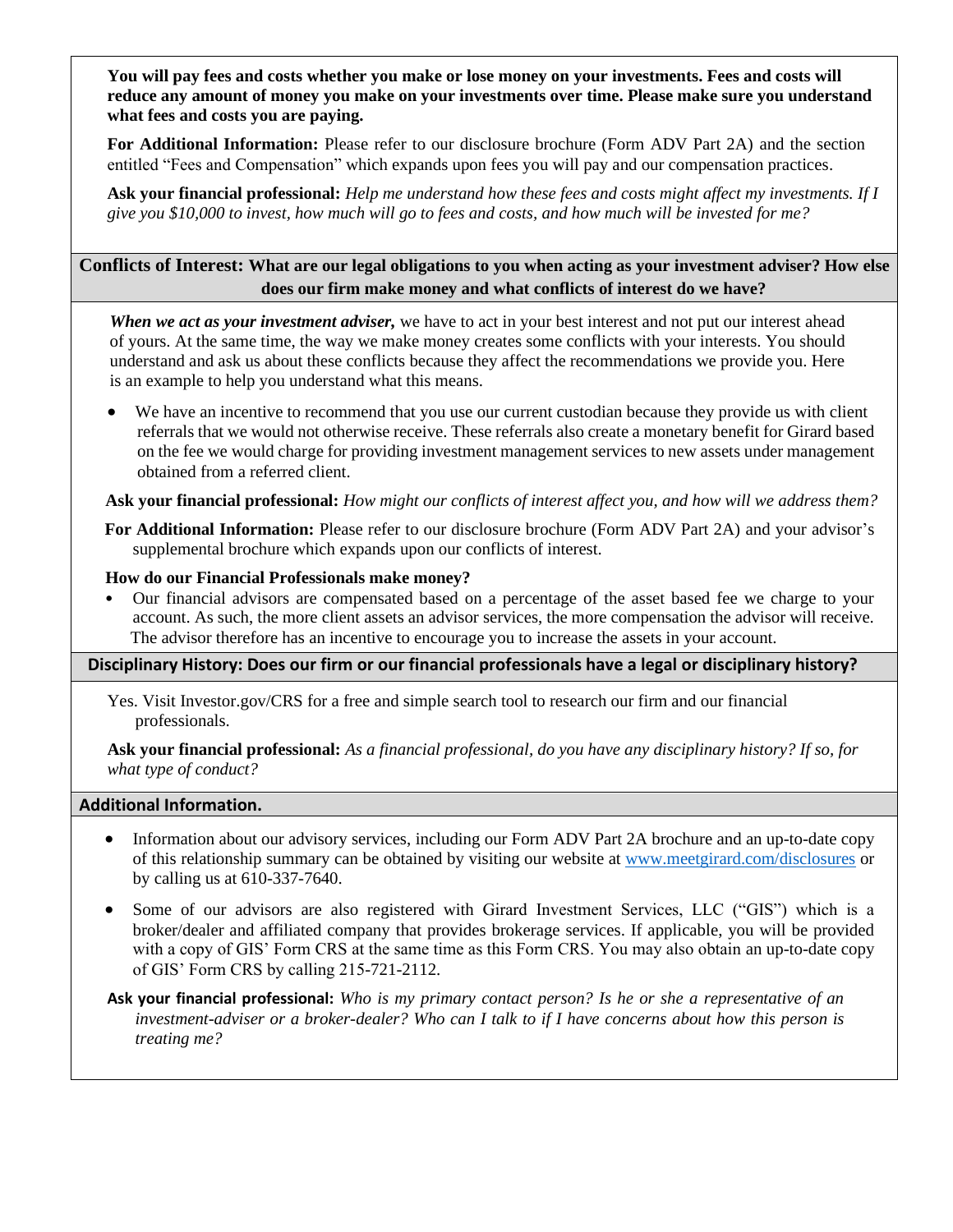**You will pay fees and costs whether you make or lose money on your investments. Fees and costs will reduce any amount of money you make on your investments over time. Please make sure you understand what fees and costs you are paying.**

**For Additional Information:** Please refer to our disclosure brochure (Form ADV Part 2A) and the section entitled "Fees and Compensation" which expands upon fees you will pay and our compensation practices.

**Ask your financial professional:** *Help me understand how these fees and costs might affect my investments. If I give you $10,000 to invest, how much will go to fees and costs, and how much will be invested for me?*

## Conflicts of Interest: What are our legal obligations to you when acting as your investment adviser? How else does our firm make money and what conflicts of interest do we have?

***When we act as your investment adviser,*** we have to act in your best interest and not put our interest ahead of yours. At the same time, the way we make money creates some conflicts with your interests. You should understand and ask us about these conflicts because they affect the recommendations we provide you. Here is an example to help you understand what this means.

- We have an incentive to recommend that you use our current custodian because they provide us with client referrals that we would not otherwise receive. These referrals also create a monetary benefit for Girard based on the fee we would charge for providing investment management services to new assets under management obtained from a referred client.

**Ask your financial professional:** *How might our conflicts of interest affect you, and how will we address them?*

**For Additional Information:** Please refer to our disclosure brochure (Form ADV Part 2A) and your advisor's supplemental brochure which expands upon our conflicts of interest.

**How do our Financial Professionals make money?**

- Our financial advisors are compensated based on a percentage of the asset based fee we charge to your account. As such, the more client assets an advisor services, the more compensation the advisor will receive. The advisor therefore has an incentive to encourage you to increase the assets in your account.

## Disciplinary History: Does our firm or our financial professionals have a legal or disciplinary history?

Yes. Visit Investor.gov/CRS for a free and simple search tool to research our firm and our financial professionals.

**Ask your financial professional:** *As a financial professional, do you have any disciplinary history? If so, for what type of conduct?*

## Additional Information.

- Information about our advisory services, including our Form ADV Part 2A brochure and an up-to-date copy of this relationship summary can be obtained by visiting our website at www.meetgirard.com/disclosures or by calling us at 610-337-7640.
- Some of our advisors are also registered with Girard Investment Services, LLC ("GIS") which is a broker/dealer and affiliated company that provides brokerage services. If applicable, you will be provided with a copy of GIS' Form CRS at the same time as this Form CRS. You may also obtain an up-to-date copy of GIS' Form CRS by calling 215-721-2112.

**Ask your financial professional:** *Who is my primary contact person? Is he or she a representative of an investment-adviser or a broker-dealer? Who can I talk to if I have concerns about how this person is treating me?*